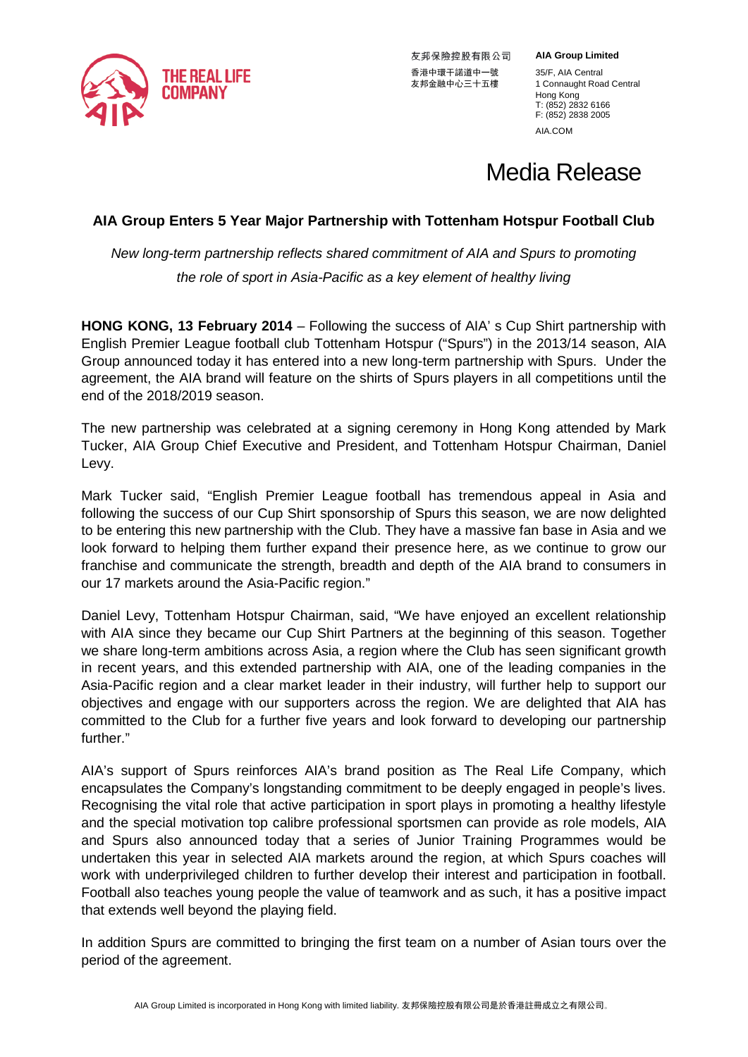友邦保險控股有限公司
香港中環干諾道中一號
友邦金融中心三十五樓

**AIA Group Limited**
35/F, AIA Central
1 Connaught Road Central
Hong Kong
T: (852) 2832 6166
F: (852) 2838 2005
AIA.COM

# Media Release

## AIA Group Enters 5 Year Major Partnership with Tottenham Hotspur Football Club

*New long-term partnership reflects shared commitment of AIA and Spurs to promoting the role of sport in Asia-Pacific as a key element of healthy living*

**HONG KONG, 13 February 2014** – Following the success of AIA' s Cup Shirt partnership with English Premier League football club Tottenham Hotspur ("Spurs") in the 2013/14 season, AIA Group announced today it has entered into a new long-term partnership with Spurs. Under the agreement, the AIA brand will feature on the shirts of Spurs players in all competitions until the end of the 2018/2019 season.

The new partnership was celebrated at a signing ceremony in Hong Kong attended by Mark Tucker, AIA Group Chief Executive and President, and Tottenham Hotspur Chairman, Daniel Levy.

Mark Tucker said, "English Premier League football has tremendous appeal in Asia and following the success of our Cup Shirt sponsorship of Spurs this season, we are now delighted to be entering this new partnership with the Club. They have a massive fan base in Asia and we look forward to helping them further expand their presence here, as we continue to grow our franchise and communicate the strength, breadth and depth of the AIA brand to consumers in our 17 markets around the Asia-Pacific region."

Daniel Levy, Tottenham Hotspur Chairman, said, "We have enjoyed an excellent relationship with AIA since they became our Cup Shirt Partners at the beginning of this season. Together we share long-term ambitions across Asia, a region where the Club has seen significant growth in recent years, and this extended partnership with AIA, one of the leading companies in the Asia-Pacific region and a clear market leader in their industry, will further help to support our objectives and engage with our supporters across the region. We are delighted that AIA has committed to the Club for a further five years and look forward to developing our partnership further."

AIA's support of Spurs reinforces AIA's brand position as The Real Life Company, which encapsulates the Company's longstanding commitment to be deeply engaged in people's lives. Recognising the vital role that active participation in sport plays in promoting a healthy lifestyle and the special motivation top calibre professional sportsmen can provide as role models, AIA and Spurs also announced today that a series of Junior Training Programmes would be undertaken this year in selected AIA markets around the region, at which Spurs coaches will work with underprivileged children to further develop their interest and participation in football. Football also teaches young people the value of teamwork and as such, it has a positive impact that extends well beyond the playing field.

In addition Spurs are committed to bringing the first team on a number of Asian tours over the period of the agreement.

AIA Group Limited is incorporated in Hong Kong with limited liability. 友邦保險控股有限公司是於香港註冊成立之有限公司。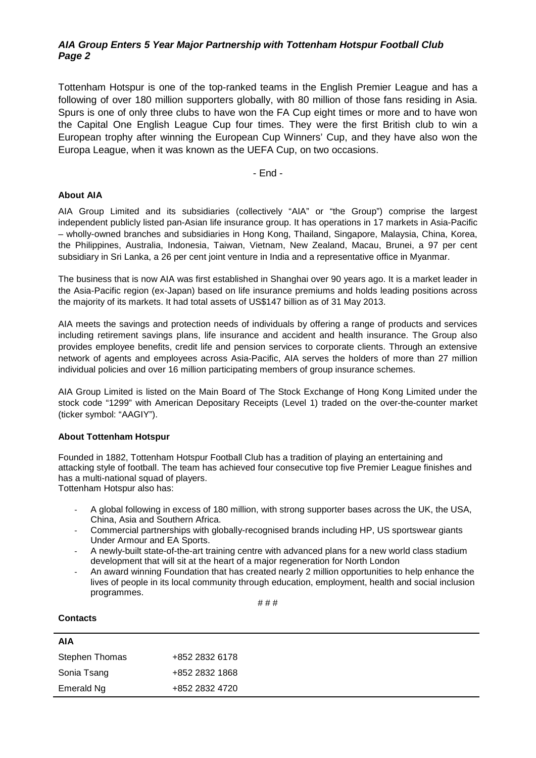Tottenham Hotspur is one of the top-ranked teams in the English Premier League and has a following of over 180 million supporters globally, with 80 million of those fans residing in Asia. Spurs is one of only three clubs to have won the FA Cup eight times or more and to have won the Capital One English League Cup four times. They were the first British club to win a European trophy after winning the European Cup Winners' Cup, and they have also won the Europa League, when it was known as the UEFA Cup, on two occasions.

- End -

**About AIA**

AIA Group Limited and its subsidiaries (collectively "AIA" or "the Group") comprise the largest independent publicly listed pan-Asian life insurance group. It has operations in 17 markets in Asia-Pacific – wholly-owned branches and subsidiaries in Hong Kong, Thailand, Singapore, Malaysia, China, Korea, the Philippines, Australia, Indonesia, Taiwan, Vietnam, New Zealand, Macau, Brunei, a 97 per cent subsidiary in Sri Lanka, a 26 per cent joint venture in India and a representative office in Myanmar.

The business that is now AIA was first established in Shanghai over 90 years ago. It is a market leader in the Asia-Pacific region (ex-Japan) based on life insurance premiums and holds leading positions across the majority of its markets. It had total assets of US$147 billion as of 31 May 2013.

AIA meets the savings and protection needs of individuals by offering a range of products and services including retirement savings plans, life insurance and accident and health insurance. The Group also provides employee benefits, credit life and pension services to corporate clients. Through an extensive network of agents and employees across Asia-Pacific, AIA serves the holders of more than 27 million individual policies and over 16 million participating members of group insurance schemes.

AIA Group Limited is listed on the Main Board of The Stock Exchange of Hong Kong Limited under the stock code "1299" with American Depositary Receipts (Level 1) traded on the over-the-counter market (ticker symbol: "AAGIY").

**About Tottenham Hotspur**

Founded in 1882, Tottenham Hotspur Football Club has a tradition of playing an entertaining and attacking style of football. The team has achieved four consecutive top five Premier League finishes and has a multi-national squad of players.
Tottenham Hotspur also has:

- A global following in excess of 180 million, with strong supporter bases across the UK, the USA, China, Asia and Southern Africa.
- Commercial partnerships with globally-recognised brands including HP, US sportswear giants Under Armour and EA Sports.
- A newly-built state-of-the-art training centre with advanced plans for a new world class stadium development that will sit at the heart of a major regeneration for North London
- An award winning Foundation that has created nearly 2 million opportunities to help enhance the lives of people in its local community through education, employment, health and social inclusion programmes.

# # #

**Contacts**

| **AIA** | |
|---|---|
| Stephen Thomas | +852 2832 6178 |
| Sonia Tsang | +852 2832 1868 |
| Emerald Ng | +852 2832 4720 |